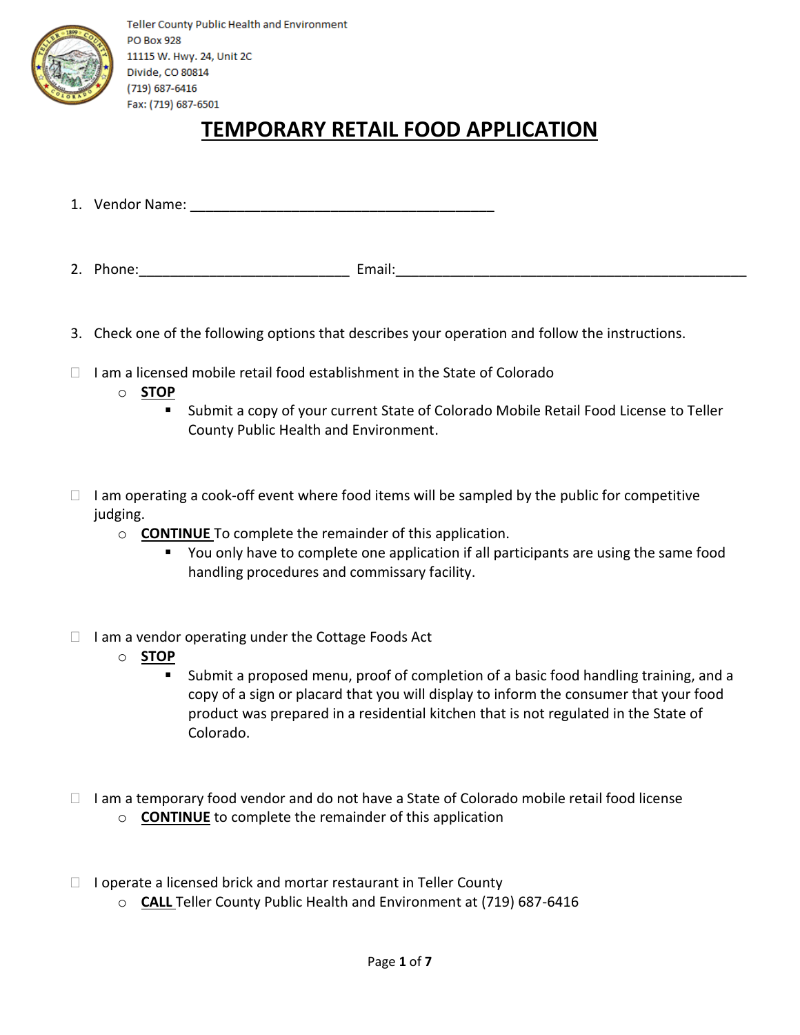Teller County Public Health and Environment
PO Box 928
11115 W. Hwy. 24, Unit 2C
Divide, CO 80814
(719) 687-6416
Fax: (719) 687-6501

# TEMPORARY RETAIL FOOD APPLICATION

1. Vendor Name: ________________________________________

2. Phone:___________________________ Email:_____________________________________________

3. Check one of the following options that describes your operation and follow the instructions.

☐ I am a licensed mobile retail food establishment in the State of Colorado
- **STOP**
  - Submit a copy of your current State of Colorado Mobile Retail Food License to Teller County Public Health and Environment.

☐ I am operating a cook-off event where food items will be sampled by the public for competitive judging.
- **CONTINUE** To complete the remainder of this application.
  - You only have to complete one application if all participants are using the same food handling procedures and commissary facility.

☐ I am a vendor operating under the Cottage Foods Act
- **STOP**
  - Submit a proposed menu, proof of completion of a basic food handling training, and a copy of a sign or placard that you will display to inform the consumer that your food product was prepared in a residential kitchen that is not regulated in the State of Colorado.

☐ I am a temporary food vendor and do not have a State of Colorado mobile retail food license
- **CONTINUE** to complete the remainder of this application

☐ I operate a licensed brick and mortar restaurant in Teller County
- **CALL** Teller County Public Health and Environment at (719) 687-6416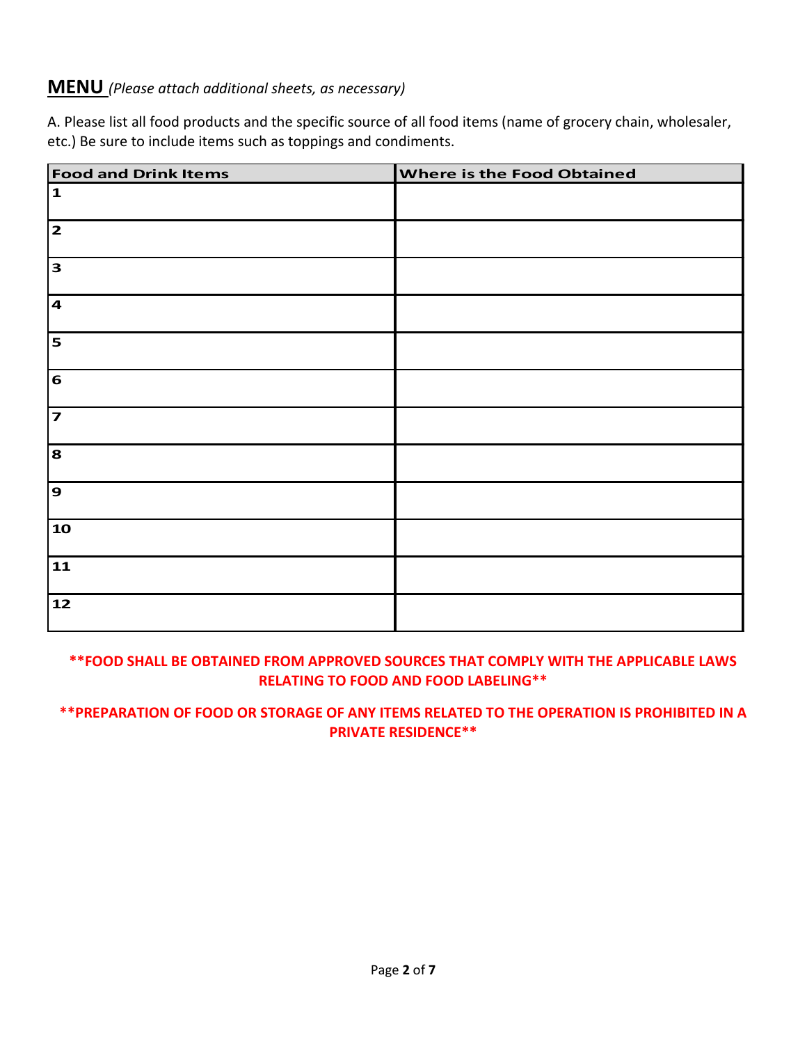## MENU *(Please attach additional sheets, as necessary)*

A. Please list all food products and the specific source of all food items (name of grocery chain, wholesaler, etc.) Be sure to include items such as toppings and condiments.

| Food and Drink Items | Where is the Food Obtained |
|---|---|
| 1 | |
| 2 | |
| 3 | |
| 4 | |
| 5 | |
| 6 | |
| 7 | |
| 8 | |
| 9 | |
| 10 | |
| 11 | |
| 12 | |

**\*\*FOOD SHALL BE OBTAINED FROM APPROVED SOURCES THAT COMPLY WITH THE APPLICABLE LAWS RELATING TO FOOD AND FOOD LABELING\*\***

**\*\*PREPARATION OF FOOD OR STORAGE OF ANY ITEMS RELATED TO THE OPERATION IS PROHIBITED IN A PRIVATE RESIDENCE\*\***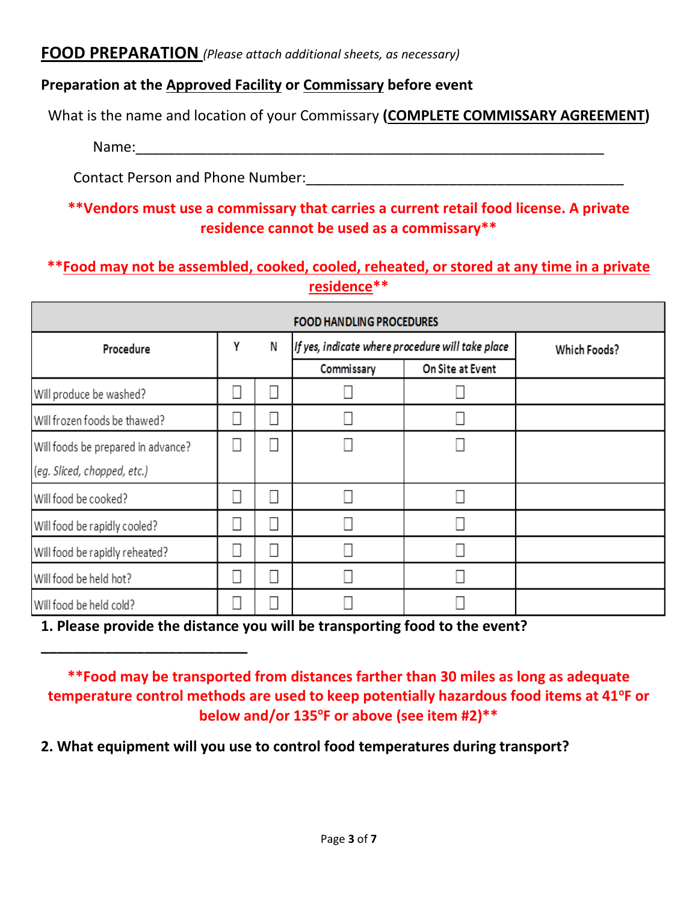## FOOD PREPARATION *(Please attach additional sheets, as necessary)*

**Preparation at the Approved Facility or Commissary before event**

What is the name and location of your Commissary **(COMPLETE COMMISSARY AGREEMENT)**

Name:_______________________________________________________________

Contact Person and Phone Number:_________________________________________

**\*\*Vendors must use a commissary that carries a current retail food license. A private residence cannot be used as a commissary\*\***

**\*\*Food may not be assembled, cooked, cooled, reheated, or stored at any time in a private residence\*\***

| FOOD HANDLING PROCEDURES | | | | | |
|---|---|---|---|---|---|
| Procedure | Y | N | *If yes, indicate where procedure will take place* | | Which Foods? |
| | | | Commissary | On Site at Event | |
| Will produce be washed? | ☐ | ☐ | ☐ | ☐ | |
| Will frozen foods be thawed? | ☐ | ☐ | ☐ | ☐ | |
| Will foods be prepared in advance? (*eg. Sliced, chopped, etc.*) | ☐ | ☐ | ☐ | ☐ | |
| Will food be cooked? | ☐ | ☐ | ☐ | ☐ | |
| Will food be rapidly cooled? | ☐ | ☐ | ☐ | ☐ | |
| Will food be rapidly reheated? | ☐ | ☐ | ☐ | ☐ | |
| Will food be held hot? | ☐ | ☐ | ☐ | ☐ | |
| Will food be held cold? | ☐ | ☐ | ☐ | ☐ | |

**1. Please provide the distance you will be transporting food to the event?**

___________________________

**\*\*Food may be transported from distances farther than 30 miles as long as adequate temperature control methods are used to keep potentially hazardous food items at 41°F or below and/or 135°F or above (see item #2)\*\***

**2. What equipment will you use to control food temperatures during transport?**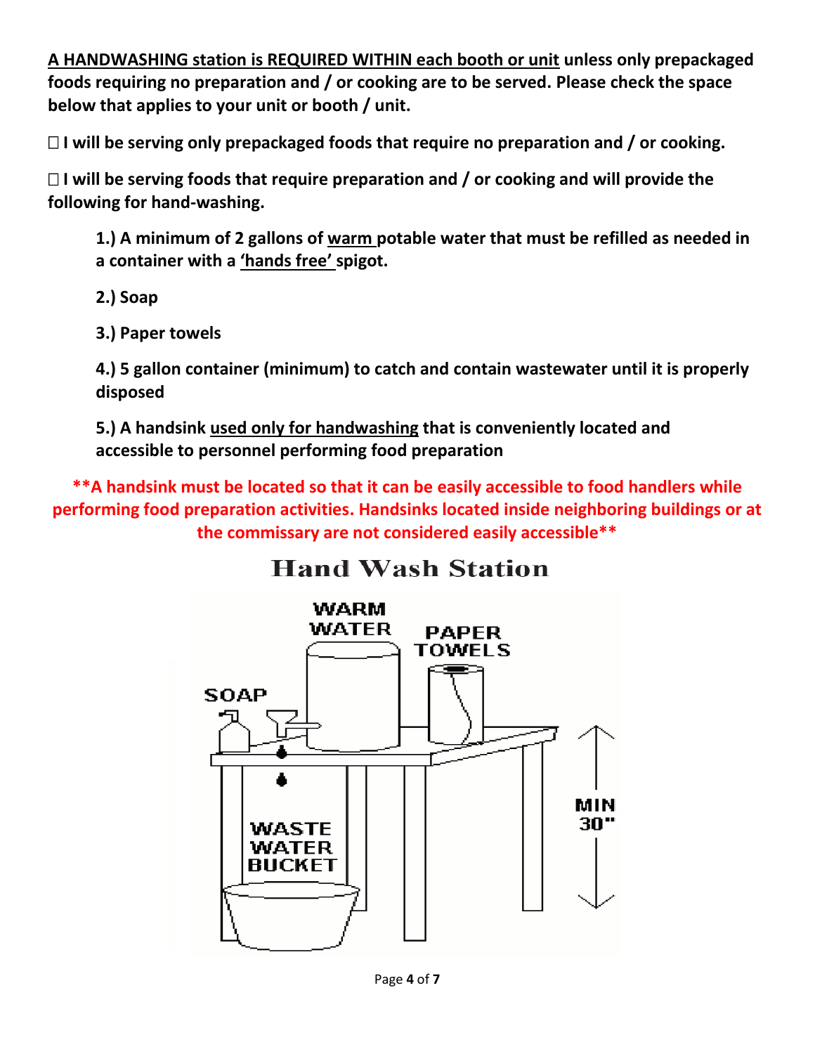**A HANDWASHING station is REQUIRED WITHIN each booth or unit unless only prepackaged foods requiring no preparation and / or cooking are to be served. Please check the space below that applies to your unit or booth / unit.**

☐ **I will be serving only prepackaged foods that require no preparation and / or cooking.**

☐ **I will be serving foods that require preparation and / or cooking and will provide the following for hand-washing.**

> **1.) A minimum of 2 gallons of warm potable water that must be refilled as needed in a container with a 'hands free' spigot.**
>
> **2.) Soap**
>
> **3.) Paper towels**
>
> **4.) 5 gallon container (minimum) to catch and contain wastewater until it is properly disposed**
>
> **5.) A handsink used only for handwashing that is conveniently located and accessible to personnel performing food preparation**

**\*\*A handsink must be located so that it can be easily accessible to food handlers while performing food preparation activities. Handsinks located inside neighboring buildings or at the commissary are not considered easily accessible\*\***

## Hand Wash Station

WARM WATER

PAPER TOWELS

SOAP

WASTE WATER BUCKET

MIN 30"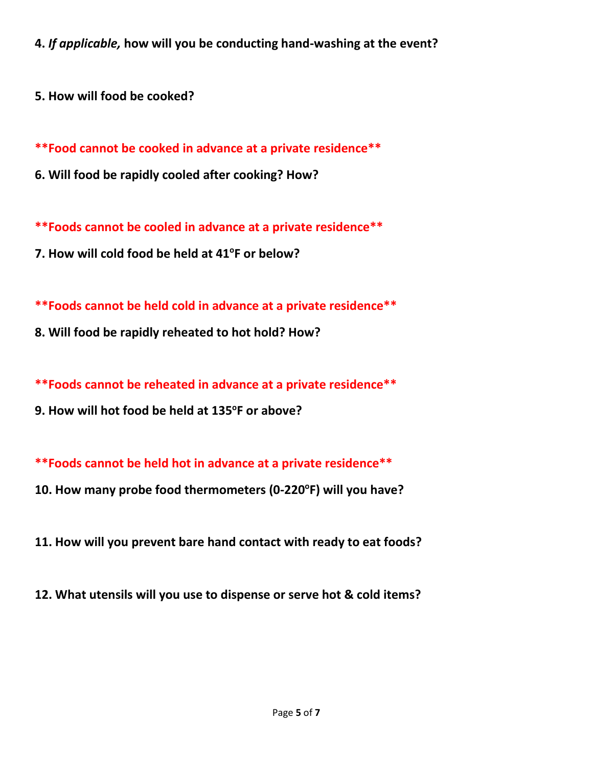**4.** ***If applicable,*** **how will you be conducting hand-washing at the event?**

**5. How will food be cooked?**

**\*\*Food cannot be cooked in advance at a private residence\*\***

**6. Will food be rapidly cooled after cooking? How?**

**\*\*Foods cannot be cooled in advance at a private residence\*\***

**7. How will cold food be held at 41°F or below?**

**\*\*Foods cannot be held cold in advance at a private residence\*\***

**8. Will food be rapidly reheated to hot hold? How?**

**\*\*Foods cannot be reheated in advance at a private residence\*\***

**9. How will hot food be held at 135°F or above?**

**\*\*Foods cannot be held hot in advance at a private residence\*\***

**10. How many probe food thermometers (0-220°F) will you have?**

**11. How will you prevent bare hand contact with ready to eat foods?**

**12. What utensils will you use to dispense or serve hot & cold items?**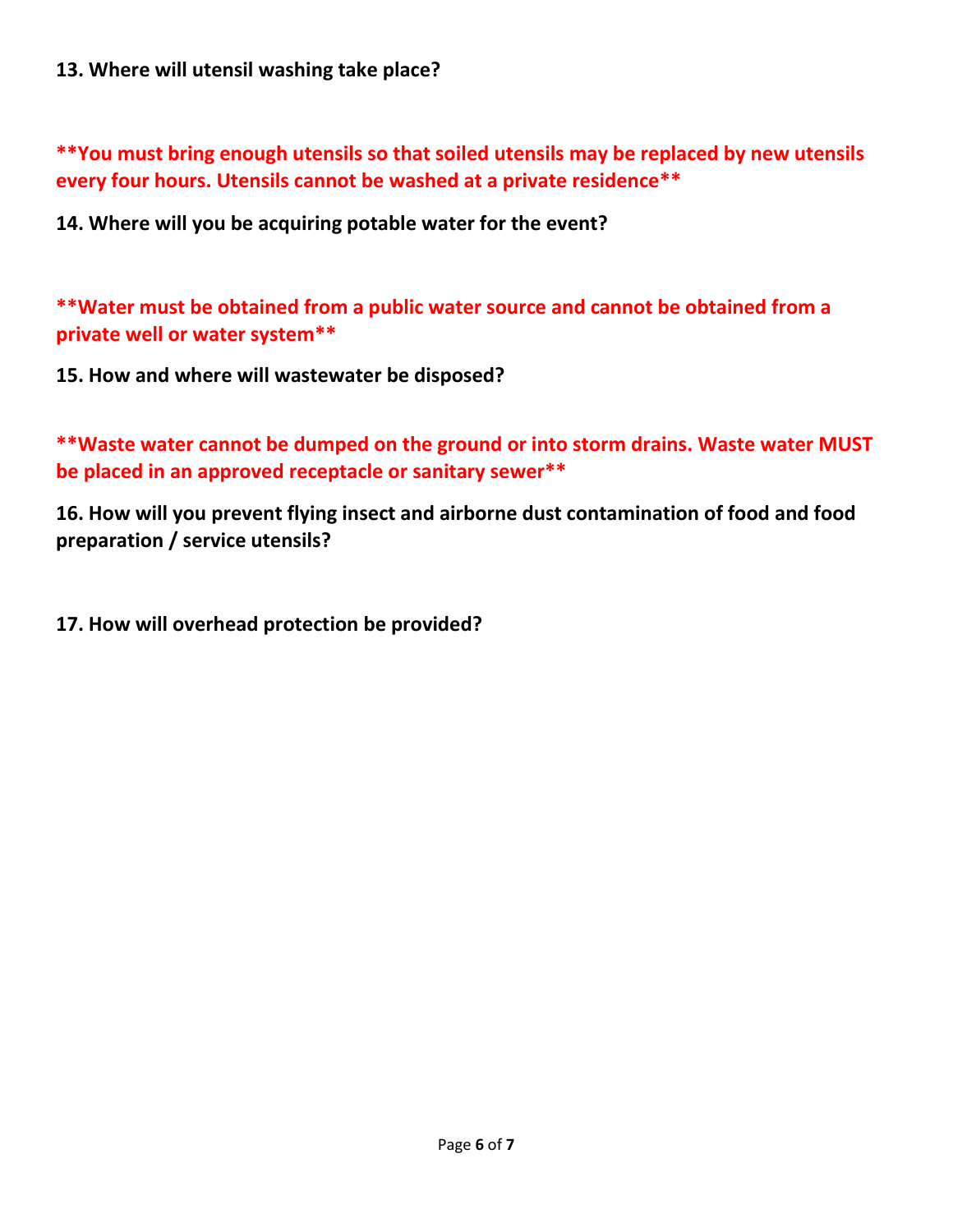**13. Where will utensil washing take place?**

****You must bring enough utensils so that soiled utensils may be replaced by new utensils every four hours. Utensils cannot be washed at a private residence****

**14. Where will you be acquiring potable water for the event?**

****Water must be obtained from a public water source and cannot be obtained from a private well or water system****

**15. How and where will wastewater be disposed?**

****Waste water cannot be dumped on the ground or into storm drains. Waste water MUST be placed in an approved receptacle or sanitary sewer****

**16. How will you prevent flying insect and airborne dust contamination of food and food preparation / service utensils?**

**17. How will overhead protection be provided?**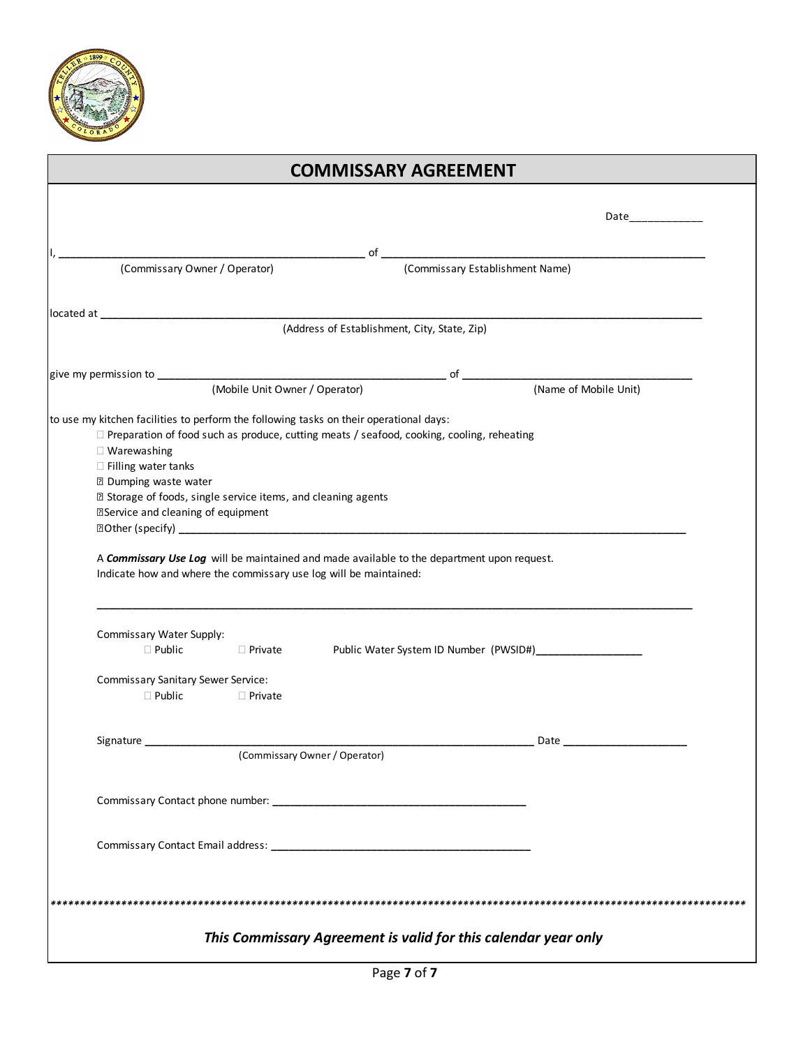# COMMISSARY AGREEMENT

Date____________

I, ___________________________________________________ of _____________________________________________________

(Commissary Owner / Operator) (Commissary Establishment Name)

located at ____________________________________________________________________________________________________

(Address of Establishment, City, State, Zip)

give my permission to ________________________________________________ of ______________________________________

(Mobile Unit Owner / Operator) (Name of Mobile Unit)

to use my kitchen facilities to perform the following tasks on their operational days:

- ☐ Preparation of food such as produce, cutting meats / seafood, cooking, cooling, reheating
- ☐ Warewashing
- ☐ Filling water tanks
- ☐ Dumping waste water
- ☐ Storage of foods, single service items, and cleaning agents
- ☐ Service and cleaning of equipment
- ☐ Other (specify) ____________________________________________________________________________________

A ***Commissary Use Log*** will be maintained and made available to the department upon request.
Indicate how and where the commissary use log will be maintained:

____________________________________________________________________________________________________

Commissary Water Supply:
☐ Public ☐ Private Public Water System ID Number (PWSID#)_________________

Commissary Sanitary Sewer Service:
☐ Public ☐ Private

Signature _________________________________________________________________ Date ____________________

(Commissary Owner / Operator)

Commissary Contact phone number: __________________________________________

Commissary Contact Email address: __________________________________________

**************************************************************************************************************************

***This Commissary Agreement is valid for this calendar year only***